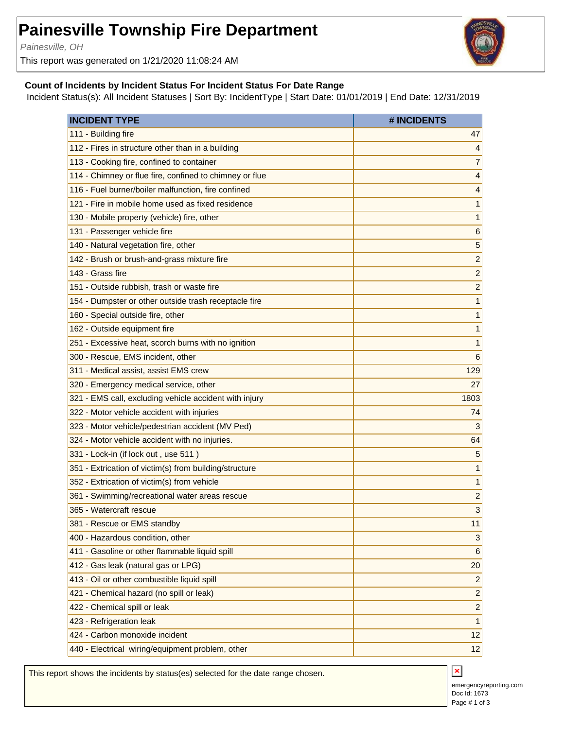# Painesville Township Fire Department

*Painesville, OH*

This report was generated on 1/21/2020 11:08:24 AM

**Count of Incidents by Incident Status For Incident Status For Date Range**

Incident Status(s): All Incident Statuses | Sort By: IncidentType | Start Date: 01/01/2019 | End Date: 12/31/2019

| INCIDENT TYPE | # INCIDENTS |
|---|---|
| 111 - Building fire | 47 |
| 112 - Fires in structure other than in a building | 4 |
| 113 - Cooking fire, confined to container | 7 |
| 114 - Chimney or flue fire, confined to chimney or flue | 4 |
| 116 - Fuel burner/boiler malfunction, fire confined | 4 |
| 121 - Fire in mobile home used as fixed residence | 1 |
| 130 - Mobile property (vehicle) fire, other | 1 |
| 131 - Passenger vehicle fire | 6 |
| 140 - Natural vegetation fire, other | 5 |
| 142 - Brush or brush-and-grass mixture fire | 2 |
| 143 - Grass fire | 2 |
| 151 - Outside rubbish, trash or waste fire | 2 |
| 154 - Dumpster or other outside trash receptacle fire | 1 |
| 160 - Special outside fire, other | 1 |
| 162 - Outside equipment fire | 1 |
| 251 - Excessive heat, scorch burns with no ignition | 1 |
| 300 - Rescue, EMS incident, other | 6 |
| 311 - Medical assist, assist EMS crew | 129 |
| 320 - Emergency medical service, other | 27 |
| 321 - EMS call, excluding vehicle accident with injury | 1803 |
| 322 - Motor vehicle accident with injuries | 74 |
| 323 - Motor vehicle/pedestrian accident (MV Ped) | 3 |
| 324 - Motor vehicle accident with no injuries. | 64 |
| 331 - Lock-in (if lock out , use 511 ) | 5 |
| 351 - Extrication of victim(s) from building/structure | 1 |
| 352 - Extrication of victim(s) from vehicle | 1 |
| 361 - Swimming/recreational water areas rescue | 2 |
| 365 - Watercraft rescue | 3 |
| 381 - Rescue or EMS standby | 11 |
| 400 - Hazardous condition, other | 3 |
| 411 - Gasoline or other flammable liquid spill | 6 |
| 412 - Gas leak (natural gas or LPG) | 20 |
| 413 - Oil or other combustible liquid spill | 2 |
| 421 - Chemical hazard (no spill or leak) | 2 |
| 422 - Chemical spill or leak | 2 |
| 423 - Refrigeration leak | 1 |
| 424 - Carbon monoxide incident | 12 |
| 440 - Electrical wiring/equipment problem, other | 12 |

This report shows the incidents by status(es) selected for the date range chosen.

emergencyreporting.com
Doc Id: 1673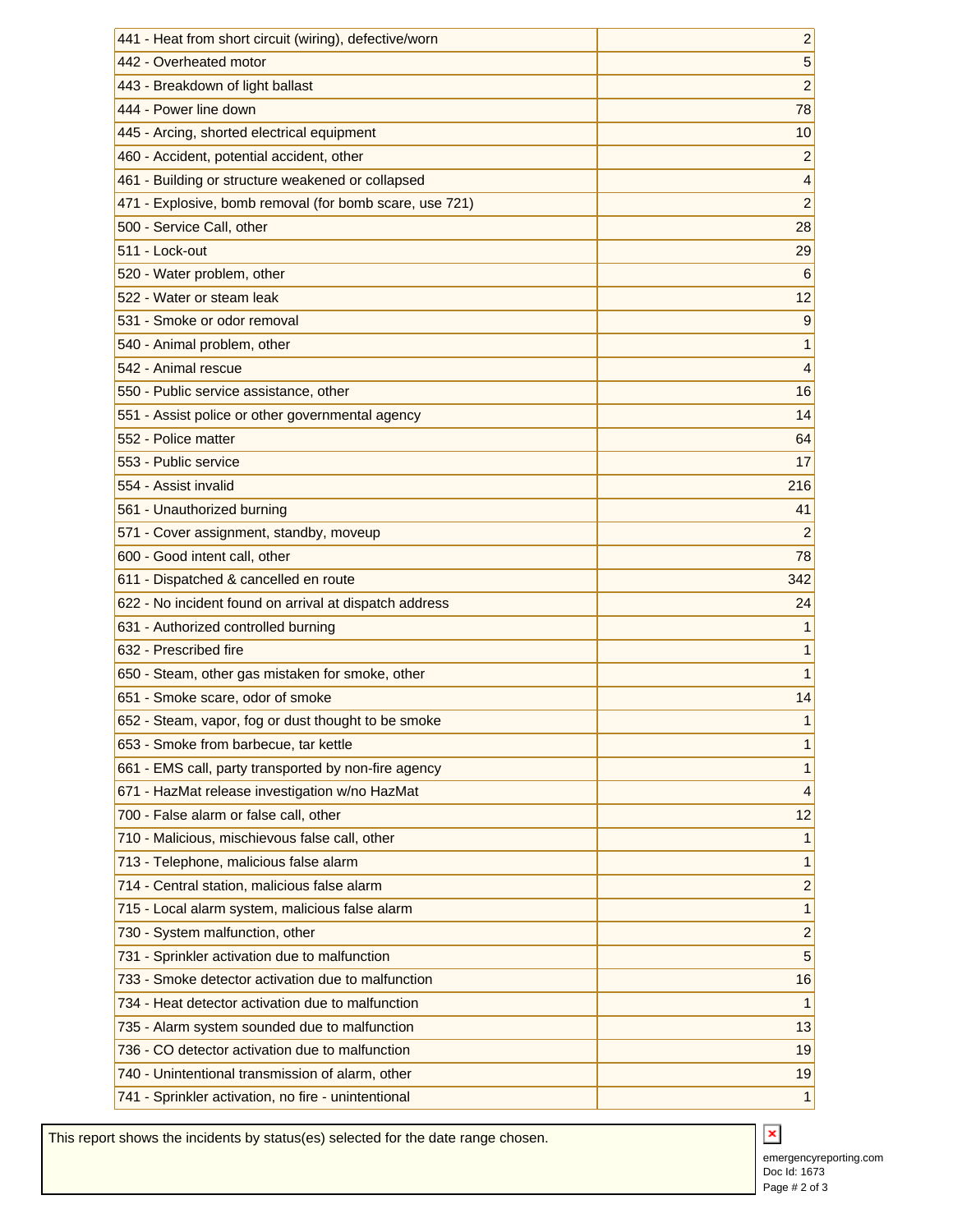| | |
|---|---|
| 441 - Heat from short circuit (wiring), defective/worn | 2 |
| 442 - Overheated motor | 5 |
| 443 - Breakdown of light ballast | 2 |
| 444 - Power line down | 78 |
| 445 - Arcing, shorted electrical equipment | 10 |
| 460 - Accident, potential accident, other | 2 |
| 461 - Building or structure weakened or collapsed | 4 |
| 471 - Explosive, bomb removal (for bomb scare, use 721) | 2 |
| 500 - Service Call, other | 28 |
| 511 - Lock-out | 29 |
| 520 - Water problem, other | 6 |
| 522 - Water or steam leak | 12 |
| 531 - Smoke or odor removal | 9 |
| 540 - Animal problem, other | 1 |
| 542 - Animal rescue | 4 |
| 550 - Public service assistance, other | 16 |
| 551 - Assist police or other governmental agency | 14 |
| 552 - Police matter | 64 |
| 553 - Public service | 17 |
| 554 - Assist invalid | 216 |
| 561 - Unauthorized burning | 41 |
| 571 - Cover assignment, standby, moveup | 2 |
| 600 - Good intent call, other | 78 |
| 611 - Dispatched & cancelled en route | 342 |
| 622 - No incident found on arrival at dispatch address | 24 |
| 631 - Authorized controlled burning | 1 |
| 632 - Prescribed fire | 1 |
| 650 - Steam, other gas mistaken for smoke, other | 1 |
| 651 - Smoke scare, odor of smoke | 14 |
| 652 - Steam, vapor, fog or dust thought to be smoke | 1 |
| 653 - Smoke from barbecue, tar kettle | 1 |
| 661 - EMS call, party transported by non-fire agency | 1 |
| 671 - HazMat release investigation w/no HazMat | 4 |
| 700 - False alarm or false call, other | 12 |
| 710 - Malicious, mischievous false call, other | 1 |
| 713 - Telephone, malicious false alarm | 1 |
| 714 - Central station, malicious false alarm | 2 |
| 715 - Local alarm system, malicious false alarm | 1 |
| 730 - System malfunction, other | 2 |
| 731 - Sprinkler activation due to malfunction | 5 |
| 733 - Smoke detector activation due to malfunction | 16 |
| 734 - Heat detector activation due to malfunction | 1 |
| 735 - Alarm system sounded due to malfunction | 13 |
| 736 - CO detector activation due to malfunction | 19 |
| 740 - Unintentional transmission of alarm, other | 19 |
| 741 - Sprinkler activation, no fire - unintentional | 1 |

This report shows the incidents by status(es) selected for the date range chosen.

emergencyreporting.com
Doc Id: 1673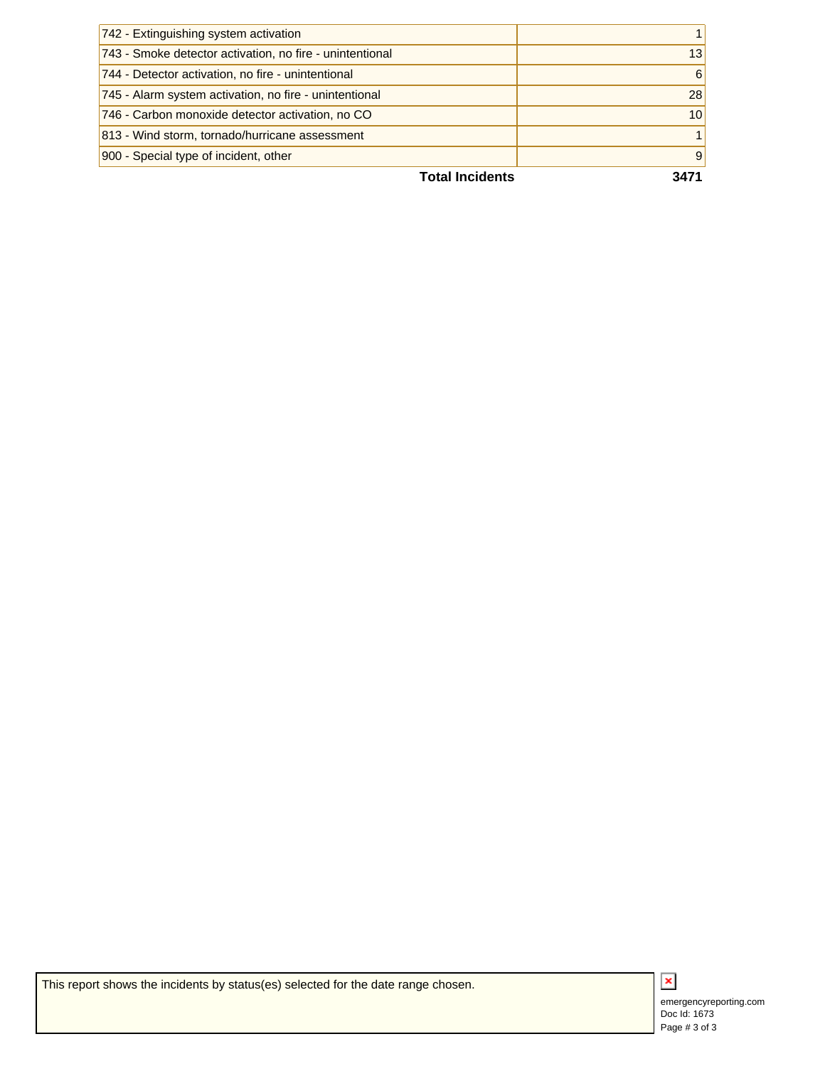| | |
|---|---|
| 742 - Extinguishing system activation | 1 |
| 743 - Smoke detector activation, no fire - unintentional | 13 |
| 744 - Detector activation, no fire - unintentional | 6 |
| 745 - Alarm system activation, no fire - unintentional | 28 |
| 746 - Carbon monoxide detector activation, no CO | 10 |
| 813 - Wind storm, tornado/hurricane assessment | 1 |
| 900 - Special type of incident, other | 9 |
| **Total Incidents** | **3471** |

This report shows the incidents by status(es) selected for the date range chosen.

emergencyreporting.com
Doc Id: 1673